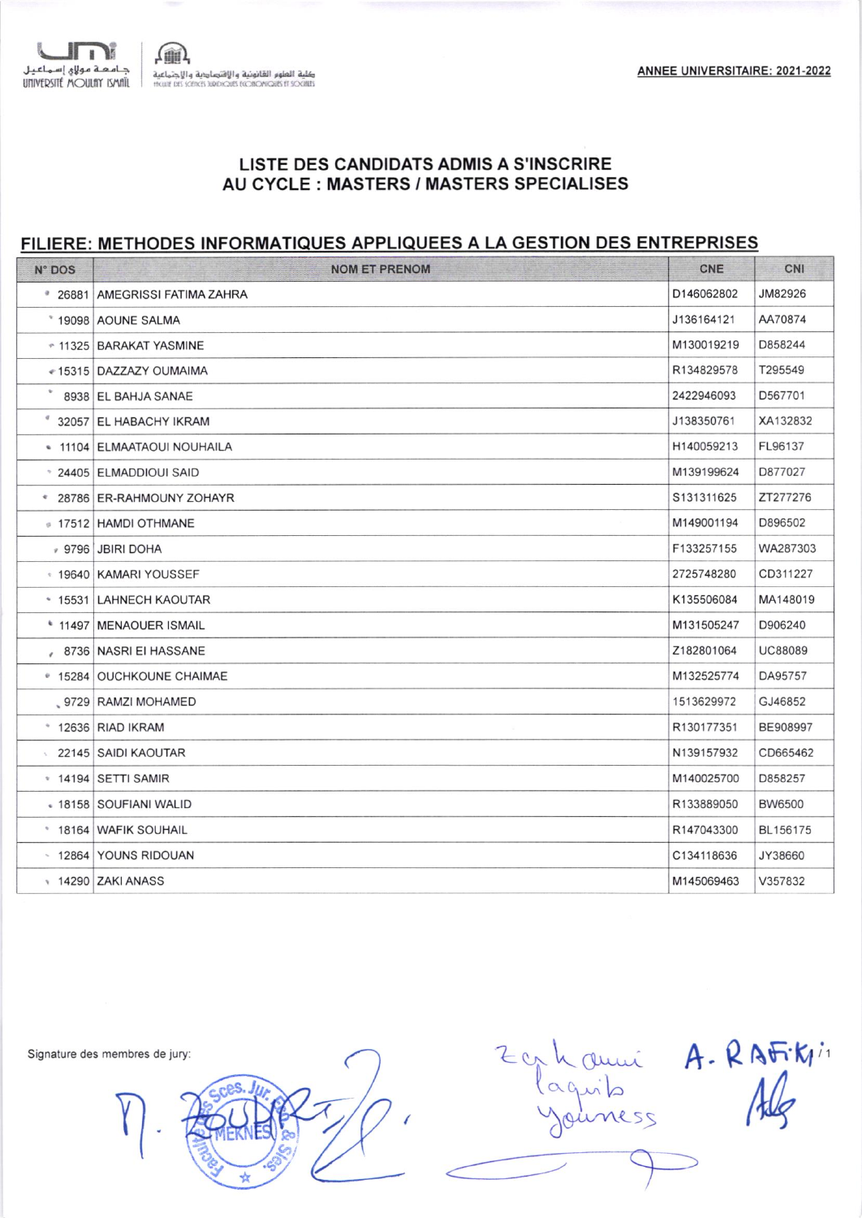جامعة مولاي إسماعيل
UNIVERSITÉ MOULAY ISMAÏL

كلية العلوم القانونية والاقتصادية والاجتماعية
FACULTÉ DES SCIENCES JURIDIQUES ÉCONOMIQUES ET SOCIALES

**ANNEE UNIVERSITAIRE: 2021-2022**

## LISTE DES CANDIDATS ADMIS A S'INSCRIRE AU CYCLE : MASTERS / MASTERS SPECIALISES

### FILIERE: METHODES INFORMATIQUES APPLIQUEES A LA GESTION DES ENTREPRISES

| N° DOS | NOM ET PRENOM | CNE | CNI |
|---|---|---|---|
| 26881 | AMEGRISSI FATIMA ZAHRA | D146062802 | JM82926 |
| 19098 | AOUNE SALMA | J136164121 | AA70874 |
| 11325 | BARAKAT YASMINE | M130019219 | D858244 |
| 15315 | DAZZAZY OUMAIMA | R134829578 | T295549 |
| 8938 | EL BAHJA SANAE | 2422946093 | D567701 |
| 32057 | EL HABACHY IKRAM | J138350761 | XA132832 |
| 11104 | ELMAATAOUI NOUHAILA | H140059213 | FL96137 |
| 24405 | ELMADDIOUI SAID | M139199624 | D877027 |
| 28786 | ER-RAHMOUNY ZOHAYR | S131311625 | ZT277276 |
| 17512 | HAMDI OTHMANE | M149001194 | D896502 |
| 9796 | JBIRI DOHA | F133257155 | WA287303 |
| 19640 | KAMARI YOUSSEF | 2725748280 | CD311227 |
| 15531 | LAHNECH KAOUTAR | K135506084 | MA148019 |
| 11497 | MENAOUER ISMAIL | M131505247 | D906240 |
| 8736 | NASRI EI HASSANE | Z182801064 | UC88089 |
| 15284 | OUCHKOUNE CHAIMAE | M132525774 | DA95757 |
| 9729 | RAMZI MOHAMED | 1513629972 | GJ46852 |
| 12636 | RIAD IKRAM | R130177351 | BE908997 |
| 22145 | SAIDI KAOUTAR | N139157932 | CD665462 |
| 14194 | SETTI SAMIR | M140025700 | D858257 |
| 18158 | SOUFIANI WALID | R133889050 | BW6500 |
| 18164 | WAFIK SOUHAIL | R147043300 | BL156175 |
| 12864 | YOUNS RIDOUAN | C134118636 | JY38660 |
| 14290 | ZAKI ANASS | M145069463 | V357832 |

Signature des membres de jury:

Zahraoui
laqrib
Youness

A. RAFIKI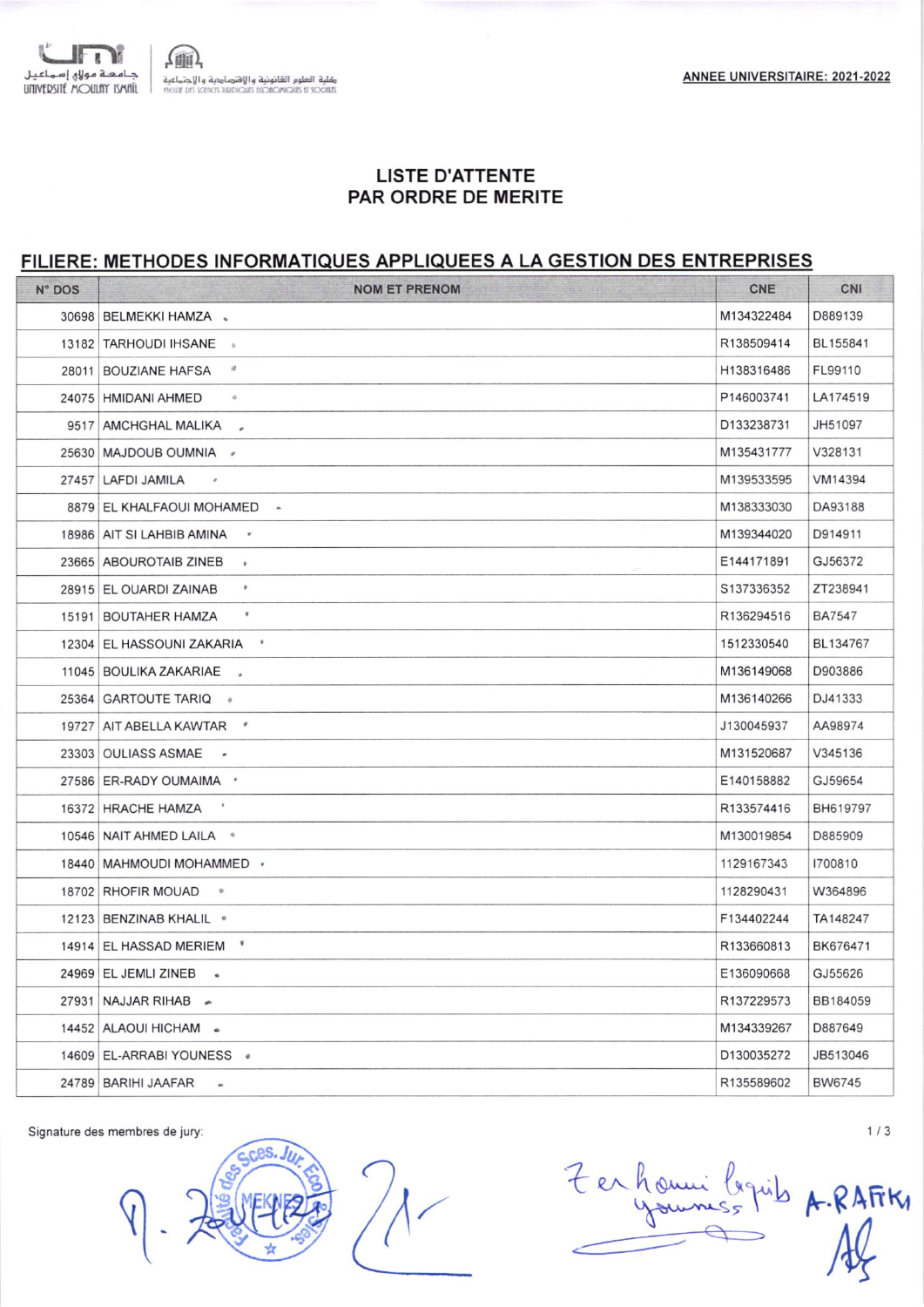ANNEE UNIVERSITAIRE: 2021-2022

## LISTE D'ATTENTE
## PAR ORDRE DE MERITE

### FILIERE: METHODES INFORMATIQUES APPLIQUEES A LA GESTION DES ENTREPRISES

| N° DOS | NOM ET PRENOM | CNE | CNI |
|---|---|---|---|
| 30698 | BELMEKKI HAMZA | M134322484 | D889139 |
| 13182 | TARHOUDI IHSANE | R138509414 | BL155841 |
| 28011 | BOUZIANE HAFSA | H138316486 | FL99110 |
| 24075 | HMIDANI AHMED | P146003741 | LA174519 |
| 9517 | AMCHGHAL MALIKA | D133238731 | JH51097 |
| 25630 | MAJDOUB OUMNIA | M135431777 | V328131 |
| 27457 | LAFDI JAMILA | M139533595 | VM14394 |
| 8879 | EL KHALFAOUI MOHAMED | M138333030 | DA93188 |
| 18986 | AIT SI LAHBIB AMINA | M139344020 | D914911 |
| 23665 | ABOUROTAIB ZINEB | E144171891 | GJ56372 |
| 28915 | EL OUARDI ZAINAB | S137336352 | ZT238941 |
| 15191 | BOUTAHER HAMZA | R136294516 | BA7547 |
| 12304 | EL HASSOUNI ZAKARIA | 1512330540 | BL134767 |
| 11045 | BOULIKA ZAKARIAE | M136149068 | D903886 |
| 25364 | GARTOUTE TARIQ | M136140266 | DJ41333 |
| 19727 | AIT ABELLA KAWTAR | J130045937 | AA98974 |
| 23303 | OULIASS ASMAE | M131520687 | V345136 |
| 27586 | ER-RADY OUMAIMA | E140158882 | GJ59654 |
| 16372 | HRACHE HAMZA | R133574416 | BH619797 |
| 10546 | NAIT AHMED LAILA | M130019854 | D885909 |
| 18440 | MAHMOUDI MOHAMMED | 1129167343 | I700810 |
| 18702 | RHOFIR MOUAD | 1128290431 | W364896 |
| 12123 | BENZINAB KHALIL | F134402244 | TA148247 |
| 14914 | EL HASSAD MERIEM | R133660813 | BK676471 |
| 24969 | EL JEMLI ZINEB | E136090668 | GJ55626 |
| 27931 | NAJJAR RIHAB | R137229573 | BB184059 |
| 14452 | ALAOUI HICHAM | M134339267 | D887649 |
| 14609 | EL-ARRABI YOUNESS | D130035272 | JB513046 |
| 24789 | BARIHI JAAFAR | R135589602 | BW6745 |

Signature des membres de jury: